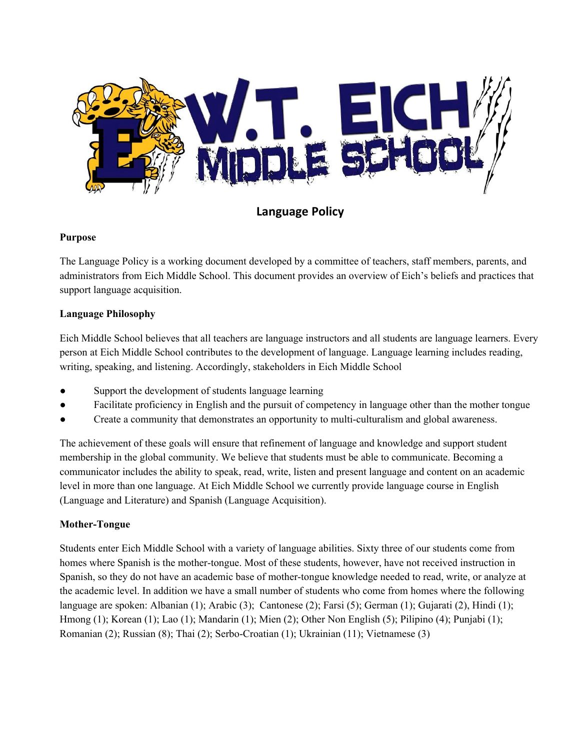# Language Policy

**Purpose**

The Language Policy is a working document developed by a committee of teachers, staff members, parents, and administrators from Eich Middle School. This document provides an overview of Eich's beliefs and practices that support language acquisition.

**Language Philosophy**

Eich Middle School believes that all teachers are language instructors and all students are language learners. Every person at Eich Middle School contributes to the development of language. Language learning includes reading, writing, speaking, and listening. Accordingly, stakeholders in Eich Middle School

- Support the development of students language learning
- Facilitate proficiency in English and the pursuit of competency in language other than the mother tongue
- Create a community that demonstrates an opportunity to multi-culturalism and global awareness.

The achievement of these goals will ensure that refinement of language and knowledge and support student membership in the global community. We believe that students must be able to communicate. Becoming a communicator includes the ability to speak, read, write, listen and present language and content on an academic level in more than one language. At Eich Middle School we currently provide language course in English (Language and Literature) and Spanish (Language Acquisition).

**Mother-Tongue**

Students enter Eich Middle School with a variety of language abilities. Sixty three of our students come from homes where Spanish is the mother-tongue. Most of these students, however, have not received instruction in Spanish, so they do not have an academic base of mother-tongue knowledge needed to read, write, or analyze at the academic level. In addition we have a small number of students who come from homes where the following language are spoken: Albanian (1); Arabic (3); Cantonese (2); Farsi (5); German (1); Gujarati (2), Hindi (1); Hmong (1); Korean (1); Lao (1); Mandarin (1); Mien (2); Other Non English (5); Pilipino (4); Punjabi (1); Romanian (2); Russian (8); Thai (2); Serbo-Croatian (1); Ukrainian (11); Vietnamese (3)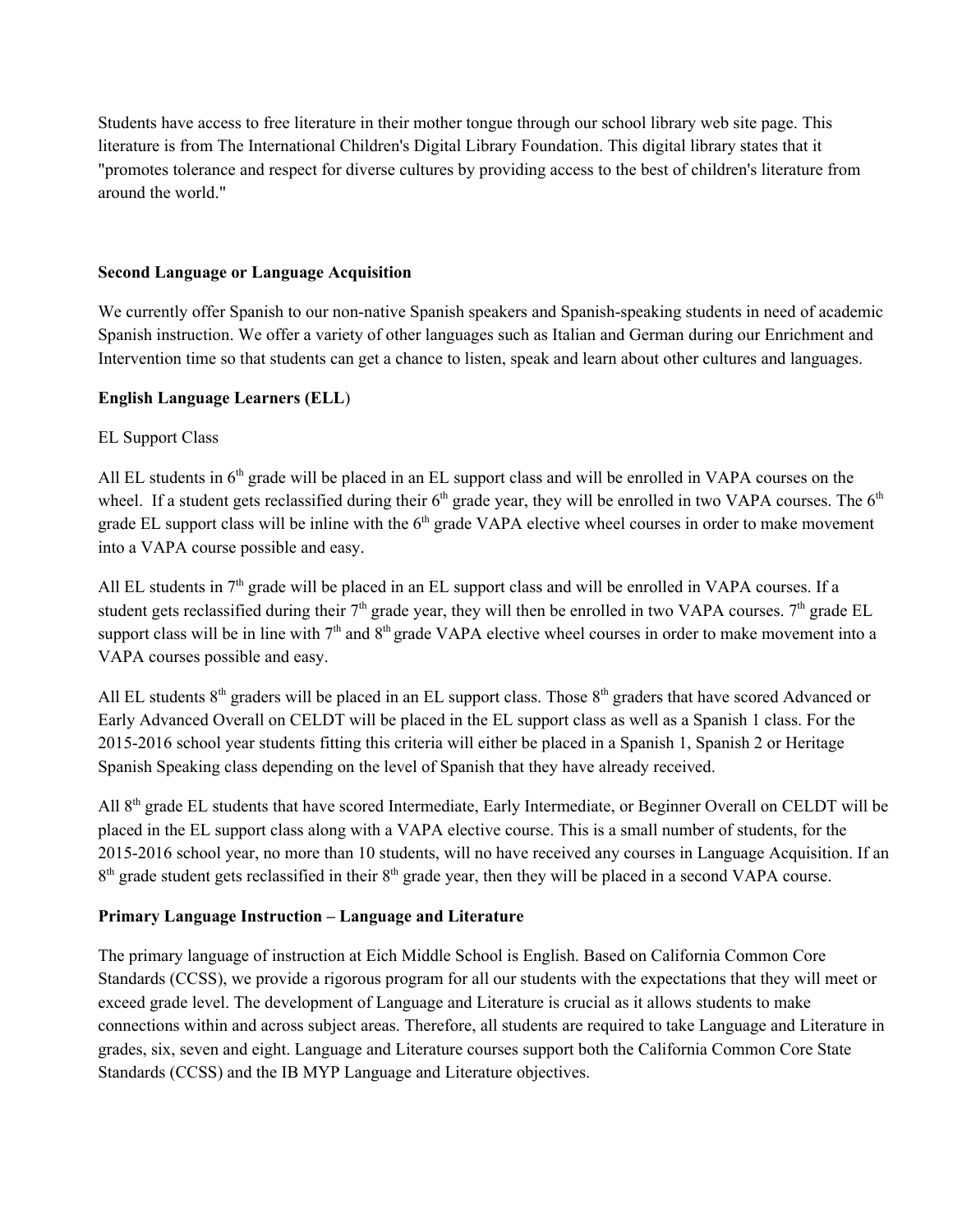Students have access to free literature in their mother tongue through our school library web site page. This literature is from The International Children's Digital Library Foundation. This digital library states that it "promotes tolerance and respect for diverse cultures by providing access to the best of children's literature from around the world."

**Second Language or Language Acquisition**

We currently offer Spanish to our non-native Spanish speakers and Spanish-speaking students in need of academic Spanish instruction. We offer a variety of other languages such as Italian and German during our Enrichment and Intervention time so that students can get a chance to listen, speak and learn about other cultures and languages.

**English Language Learners (ELL**)

EL Support Class

All EL students in 6th grade will be placed in an EL support class and will be enrolled in VAPA courses on the wheel. If a student gets reclassified during their 6th grade year, they will be enrolled in two VAPA courses. The 6th grade EL support class will be inline with the 6th grade VAPA elective wheel courses in order to make movement into a VAPA course possible and easy.

All EL students in 7th grade will be placed in an EL support class and will be enrolled in VAPA courses. If a student gets reclassified during their 7th grade year, they will then be enrolled in two VAPA courses. 7th grade EL support class will be in line with 7th and 8th grade VAPA elective wheel courses in order to make movement into a VAPA courses possible and easy.

All EL students 8th graders will be placed in an EL support class. Those 8th graders that have scored Advanced or Early Advanced Overall on CELDT will be placed in the EL support class as well as a Spanish 1 class. For the 2015-2016 school year students fitting this criteria will either be placed in a Spanish 1, Spanish 2 or Heritage Spanish Speaking class depending on the level of Spanish that they have already received.

All 8th grade EL students that have scored Intermediate, Early Intermediate, or Beginner Overall on CELDT will be placed in the EL support class along with a VAPA elective course. This is a small number of students, for the 2015-2016 school year, no more than 10 students, will no have received any courses in Language Acquisition. If an 8th grade student gets reclassified in their 8th grade year, then they will be placed in a second VAPA course.

**Primary Language Instruction – Language and Literature**

The primary language of instruction at Eich Middle School is English. Based on California Common Core Standards (CCSS), we provide a rigorous program for all our students with the expectations that they will meet or exceed grade level. The development of Language and Literature is crucial as it allows students to make connections within and across subject areas. Therefore, all students are required to take Language and Literature in grades, six, seven and eight. Language and Literature courses support both the California Common Core State Standards (CCSS) and the IB MYP Language and Literature objectives.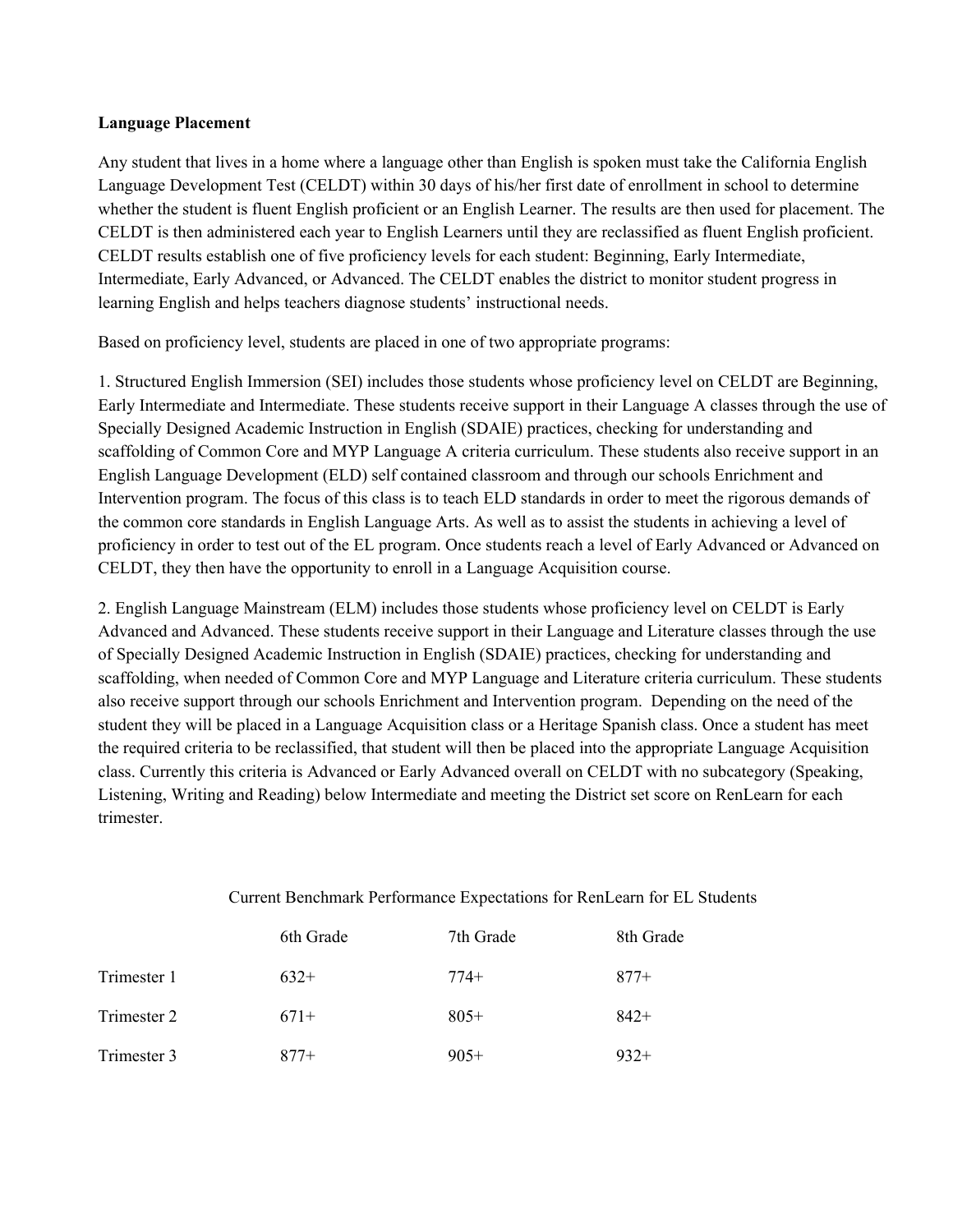**Language Placement**

Any student that lives in a home where a language other than English is spoken must take the California English Language Development Test (CELDT) within 30 days of his/her first date of enrollment in school to determine whether the student is fluent English proficient or an English Learner. The results are then used for placement. The CELDT is then administered each year to English Learners until they are reclassified as fluent English proficient. CELDT results establish one of five proficiency levels for each student: Beginning, Early Intermediate, Intermediate, Early Advanced, or Advanced. The CELDT enables the district to monitor student progress in learning English and helps teachers diagnose students' instructional needs.

Based on proficiency level, students are placed in one of two appropriate programs:

1. Structured English Immersion (SEI) includes those students whose proficiency level on CELDT are Beginning, Early Intermediate and Intermediate. These students receive support in their Language A classes through the use of Specially Designed Academic Instruction in English (SDAIE) practices, checking for understanding and scaffolding of Common Core and MYP Language A criteria curriculum. These students also receive support in an English Language Development (ELD) self contained classroom and through our schools Enrichment and Intervention program. The focus of this class is to teach ELD standards in order to meet the rigorous demands of the common core standards in English Language Arts. As well as to assist the students in achieving a level of proficiency in order to test out of the EL program. Once students reach a level of Early Advanced or Advanced on CELDT, they then have the opportunity to enroll in a Language Acquisition course.

2. English Language Mainstream (ELM) includes those students whose proficiency level on CELDT is Early Advanced and Advanced. These students receive support in their Language and Literature classes through the use of Specially Designed Academic Instruction in English (SDAIE) practices, checking for understanding and scaffolding, when needed of Common Core and MYP Language and Literature criteria curriculum. These students also receive support through our schools Enrichment and Intervention program. Depending on the need of the student they will be placed in a Language Acquisition class or a Heritage Spanish class. Once a student has meet the required criteria to be reclassified, that student will then be placed into the appropriate Language Acquisition class. Currently this criteria is Advanced or Early Advanced overall on CELDT with no subcategory (Speaking, Listening, Writing and Reading) below Intermediate and meeting the District set score on RenLearn for each trimester.

Current Benchmark Performance Expectations for RenLearn for EL Students

| | 6th Grade | 7th Grade | 8th Grade |
|---|---|---|---|
| Trimester 1 | 632+ | 774+ | 877+ |
| Trimester 2 | 671+ | 805+ | 842+ |
| Trimester 3 | 877+ | 905+ | 932+ |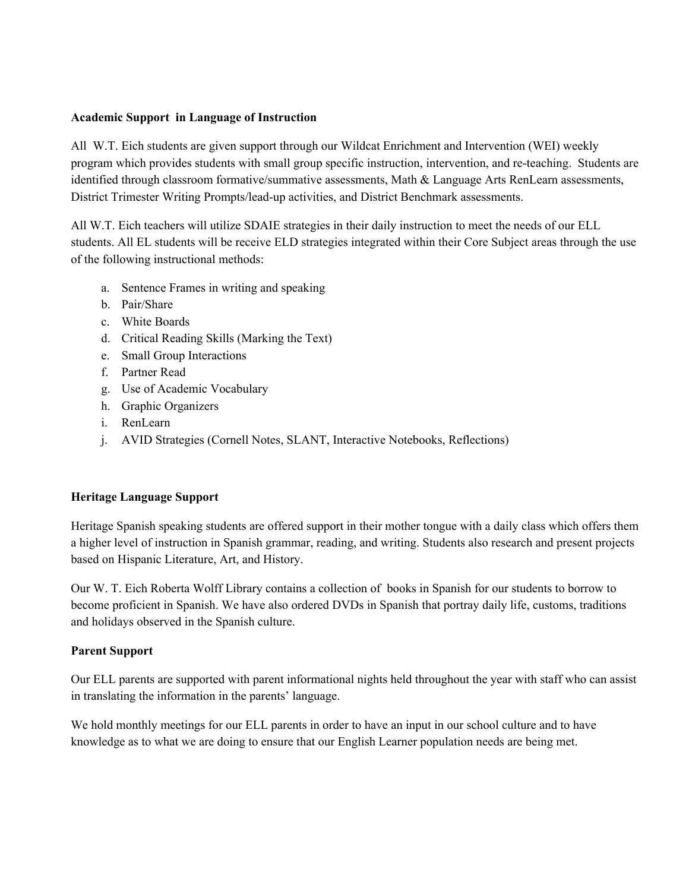**Academic Support  in Language of Instruction**

All  W.T. Eich students are given support through our Wildcat Enrichment and Intervention (WEI) weekly program which provides students with small group specific instruction, intervention, and re-teaching.  Students are identified through classroom formative/summative assessments, Math & Language Arts RenLearn assessments, District Trimester Writing Prompts/lead-up activities, and District Benchmark assessments.

All W.T. Eich teachers will utilize SDAIE strategies in their daily instruction to meet the needs of our ELL students. All EL students will be receive ELD strategies integrated within their Core Subject areas through the use of the following instructional methods:

a. Sentence Frames in writing and speaking
b. Pair/Share
c. White Boards
d. Critical Reading Skills (Marking the Text)
e. Small Group Interactions
f. Partner Read
g. Use of Academic Vocabulary
h. Graphic Organizers
i. RenLearn
j. AVID Strategies (Cornell Notes, SLANT, Interactive Notebooks, Reflections)

**Heritage Language Support**

Heritage Spanish speaking students are offered support in their mother tongue with a daily class which offers them a higher level of instruction in Spanish grammar, reading, and writing. Students also research and present projects based on Hispanic Literature, Art, and History.

Our W. T. Eich Roberta Wolff Library contains a collection of  books in Spanish for our students to borrow to become proficient in Spanish. We have also ordered DVDs in Spanish that portray daily life, customs, traditions and holidays observed in the Spanish culture.

**Parent Support**

Our ELL parents are supported with parent informational nights held throughout the year with staff who can assist in translating the information in the parents' language.

We hold monthly meetings for our ELL parents in order to have an input in our school culture and to have knowledge as to what we are doing to ensure that our English Learner population needs are being met.